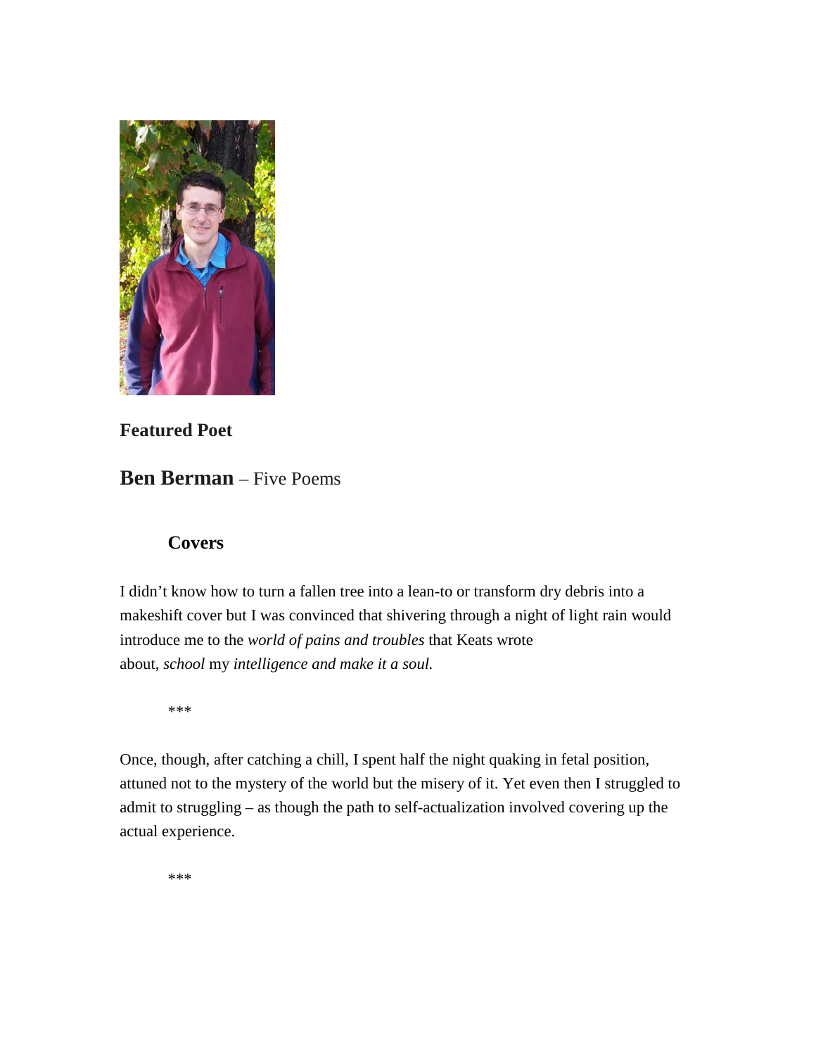**Featured Poet**

## **Ben Berman** – Five Poems

### Covers

I didn't know how to turn a fallen tree into a lean-to or transform dry debris into a makeshift cover but I was convinced that shivering through a night of light rain would introduce me to the *world of pains and troubles* that Keats wrote about, *school* my *intelligence and make it a soul.*

\*\*\*

Once, though, after catching a chill, I spent half the night quaking in fetal position, attuned not to the mystery of the world but the misery of it. Yet even then I struggled to admit to struggling – as though the path to self-actualization involved covering up the actual experience.

\*\*\*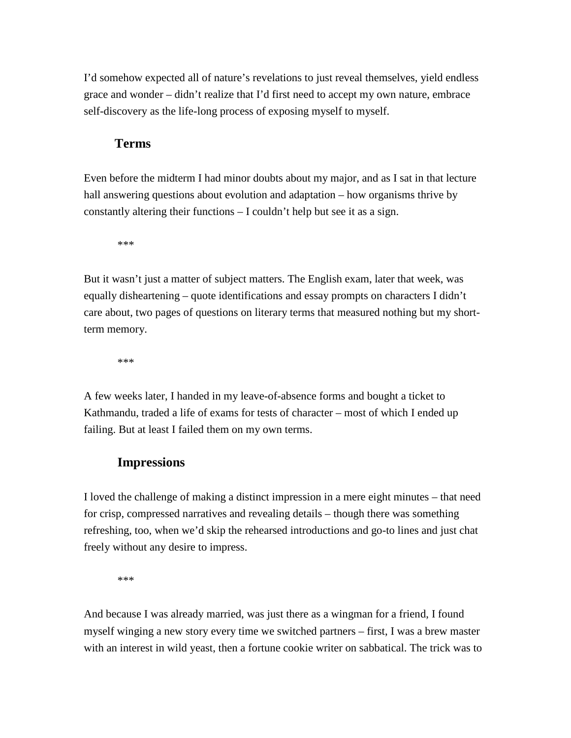I'd somehow expected all of nature's revelations to just reveal themselves, yield endless grace and wonder – didn't realize that I'd first need to accept my own nature, embrace self-discovery as the life-long process of exposing myself to myself.

## Terms

Even before the midterm I had minor doubts about my major, and as I sat in that lecture hall answering questions about evolution and adaptation – how organisms thrive by constantly altering their functions – I couldn't help but see it as a sign.

***

But it wasn't just a matter of subject matters. The English exam, later that week, was equally disheartening – quote identifications and essay prompts on characters I didn't care about, two pages of questions on literary terms that measured nothing but my short-term memory.

***

A few weeks later, I handed in my leave-of-absence forms and bought a ticket to Kathmandu, traded a life of exams for tests of character – most of which I ended up failing. But at least I failed them on my own terms.

## Impressions

I loved the challenge of making a distinct impression in a mere eight minutes – that need for crisp, compressed narratives and revealing details – though there was something refreshing, too, when we'd skip the rehearsed introductions and go-to lines and just chat freely without any desire to impress.

***

And because I was already married, was just there as a wingman for a friend, I found myself winging a new story every time we switched partners – first, I was a brew master with an interest in wild yeast, then a fortune cookie writer on sabbatical. The trick was to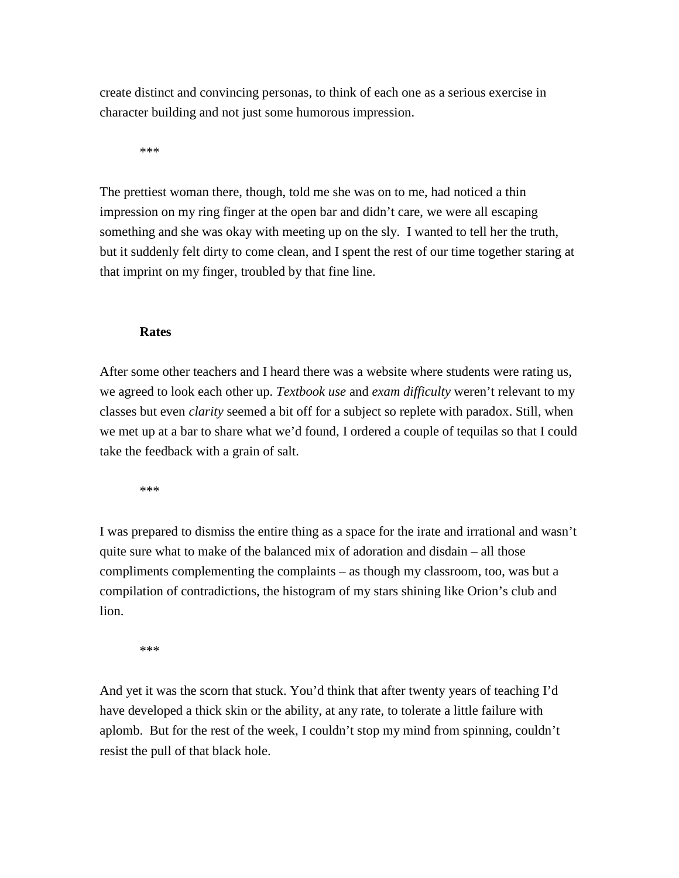create distinct and convincing personas, to think of each one as a serious exercise in character building and not just some humorous impression.

***

The prettiest woman there, though, told me she was on to me, had noticed a thin impression on my ring finger at the open bar and didn't care, we were all escaping something and she was okay with meeting up on the sly. I wanted to tell her the truth, but it suddenly felt dirty to come clean, and I spent the rest of our time together staring at that imprint on my finger, troubled by that fine line.

## Rates

After some other teachers and I heard there was a website where students were rating us, we agreed to look each other up. *Textbook use* and *exam difficulty* weren't relevant to my classes but even *clarity* seemed a bit off for a subject so replete with paradox. Still, when we met up at a bar to share what we'd found, I ordered a couple of tequilas so that I could take the feedback with a grain of salt.

***

I was prepared to dismiss the entire thing as a space for the irate and irrational and wasn't quite sure what to make of the balanced mix of adoration and disdain – all those compliments complementing the complaints – as though my classroom, too, was but a compilation of contradictions, the histogram of my stars shining like Orion's club and lion.

***

And yet it was the scorn that stuck. You'd think that after twenty years of teaching I'd have developed a thick skin or the ability, at any rate, to tolerate a little failure with aplomb. But for the rest of the week, I couldn't stop my mind from spinning, couldn't resist the pull of that black hole.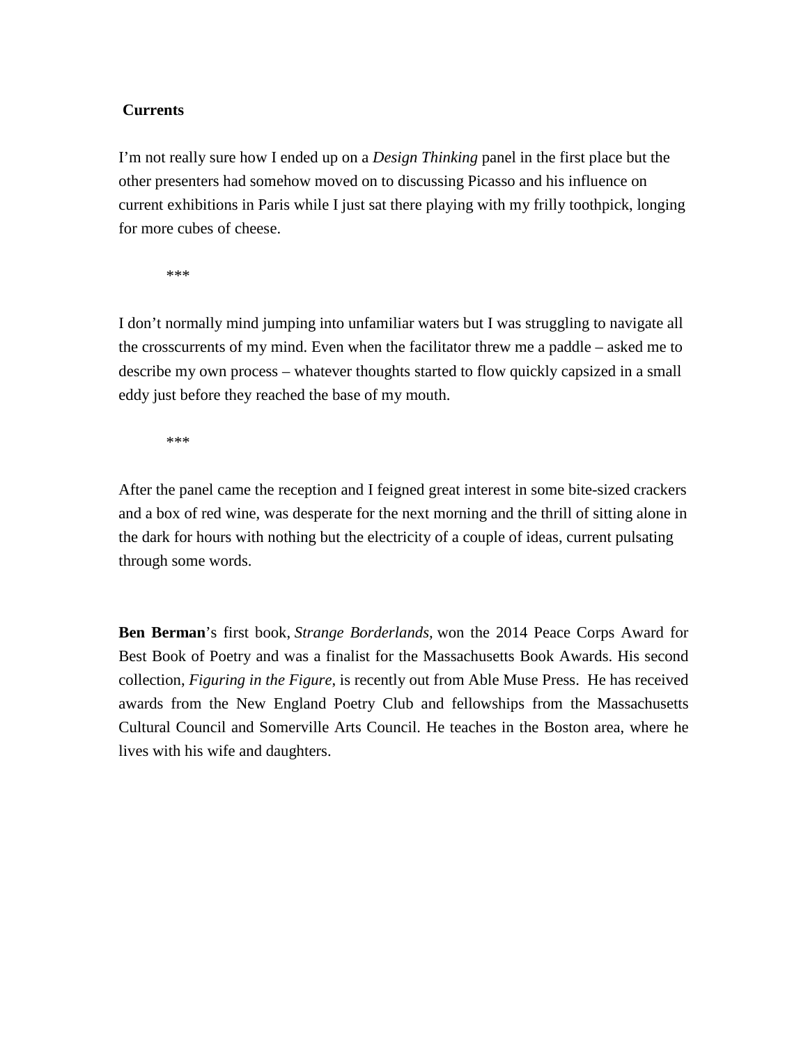**Currents**

I'm not really sure how I ended up on a *Design Thinking* panel in the first place but the other presenters had somehow moved on to discussing Picasso and his influence on current exhibitions in Paris while I just sat there playing with my frilly toothpick, longing for more cubes of cheese.

\*\*\*

I don't normally mind jumping into unfamiliar waters but I was struggling to navigate all the crosscurrents of my mind. Even when the facilitator threw me a paddle – asked me to describe my own process – whatever thoughts started to flow quickly capsized in a small eddy just before they reached the base of my mouth.

\*\*\*

After the panel came the reception and I feigned great interest in some bite-sized crackers and a box of red wine, was desperate for the next morning and the thrill of sitting alone in the dark for hours with nothing but the electricity of a couple of ideas, current pulsating through some words.

**Ben Berman**'s first book, *Strange Borderlands,* won the 2014 Peace Corps Award for Best Book of Poetry and was a finalist for the Massachusetts Book Awards. His second collection, *Figuring in the Figure*, is recently out from Able Muse Press. He has received awards from the New England Poetry Club and fellowships from the Massachusetts Cultural Council and Somerville Arts Council. He teaches in the Boston area, where he lives with his wife and daughters.